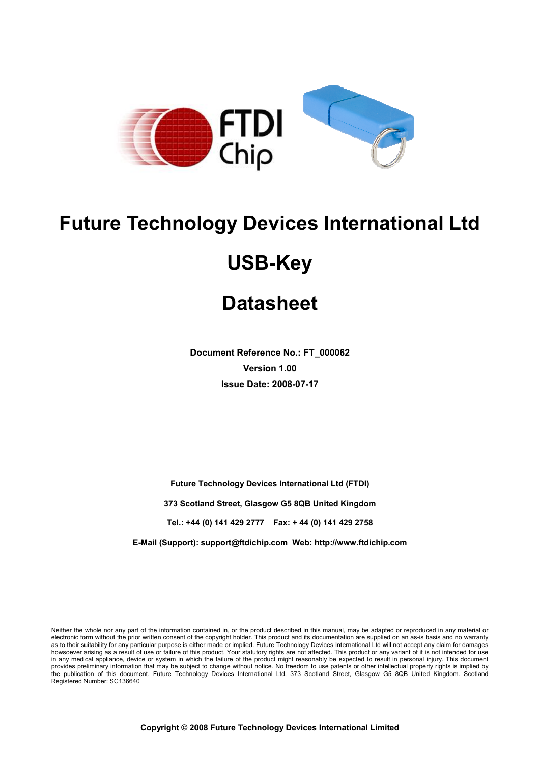# Future Technology Devices International Ltd

# USB-Key

# Datasheet

**Document Reference No.: FT_000062**

**Version 1.00**

**Issue Date: 2008-07-17**

**Future Technology Devices International Ltd (FTDI)**

**373 Scotland Street, Glasgow G5 8QB United Kingdom**

**Tel.: +44 (0) 141 429 2777 Fax: + 44 (0) 141 429 2758**

**E-Mail (Support): support@ftdichip.com Web: http://www.ftdichip.com**

Neither the whole nor any part of the information contained in, or the product described in this manual, may be adapted or reproduced in any material or electronic form without the prior written consent of the copyright holder. This product and its documentation are supplied on an as-is basis and no warranty as to their suitability for any particular purpose is either made or implied. Future Technology Devices International Ltd will not accept any claim for damages howsoever arising as a result of use or failure of this product. Your statutory rights are not affected. This product or any variant of it is not intended for use in any medical appliance, device or system in which the failure of the product might reasonably be expected to result in personal injury. This document provides preliminary information that may be subject to change without notice. No freedom to use patents or other intellectual property rights is implied by the publication of this document. Future Technology Devices International Ltd, 373 Scotland Street, Glasgow G5 8QB United Kingdom. Scotland Registered Number: SC136640

**Copyright © 2008 Future Technology Devices International Limited**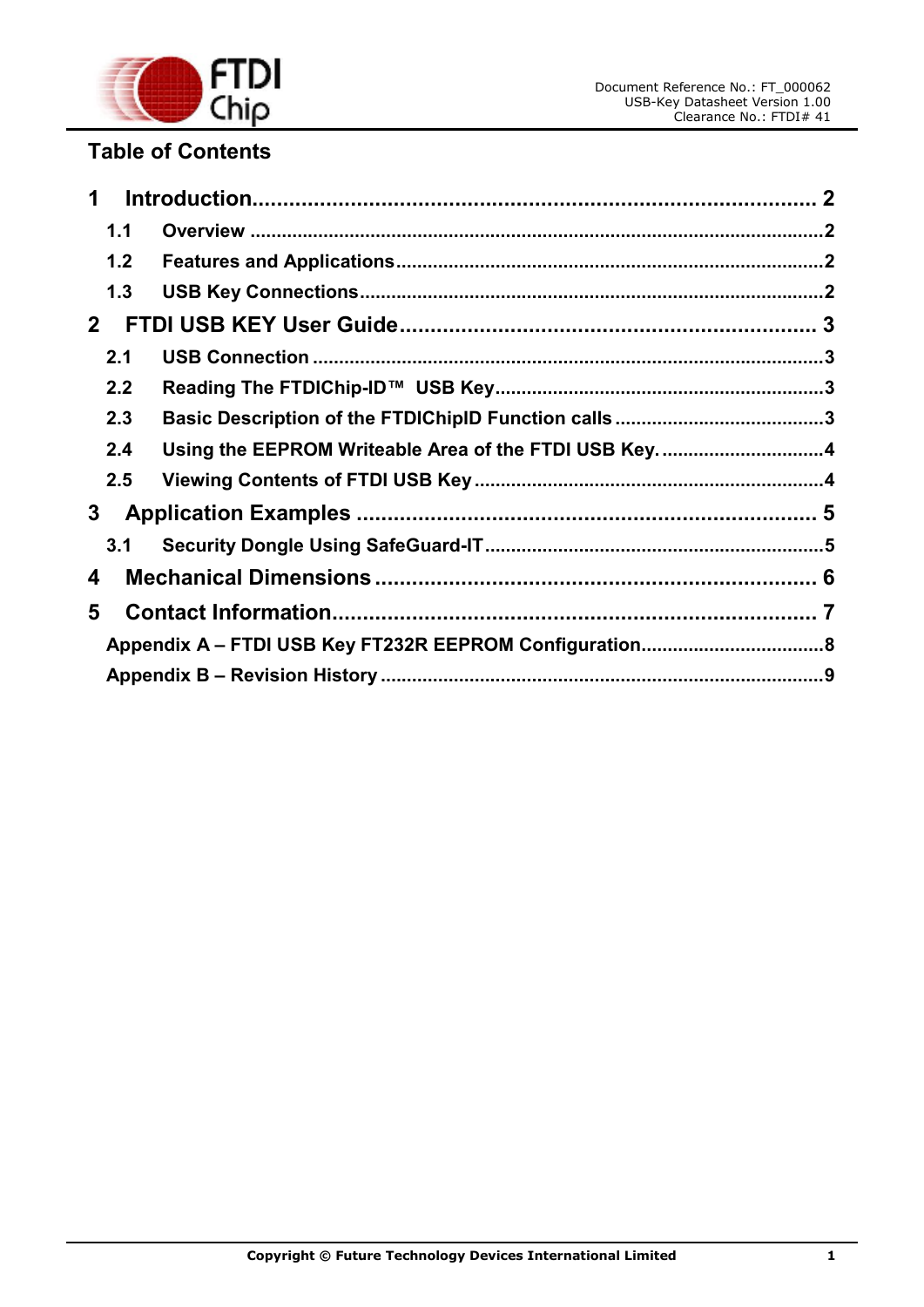## Table of Contents

**1 Introduction.......................................................................................... 2**

- **1.1 Overview ..........................................................................................2**
- **1.2 Features and Applications ...............................................................2**
- **1.3 USB Key Connections .....................................................................2**

**2 FTDI USB KEY User Guide .................................................................. 3**

- **2.1 USB Connection ...............................................................................3**
- **2.2 Reading The FTDIChip-ID™ USB Key.............................................3**
- **2.3 Basic Description of the FTDIChipID Function calls .......................3**
- **2.4 Using the EEPROM Writeable Area of the FTDI USB Key. ..............4**
- **2.5 Viewing Contents of FTDI USB Key .................................................4**

**3 Application Examples ......................................................................... 5**

- **3.1 Security Dongle Using SafeGuard-IT ................................................5**

**4 Mechanical Dimensions ...................................................................... 6**

**5 Contact Information............................................................................. 7**

- **Appendix A – FTDI USB Key FT232R EEPROM Configuration..................................8**
- **Appendix B – Revision History ....................................................................................9**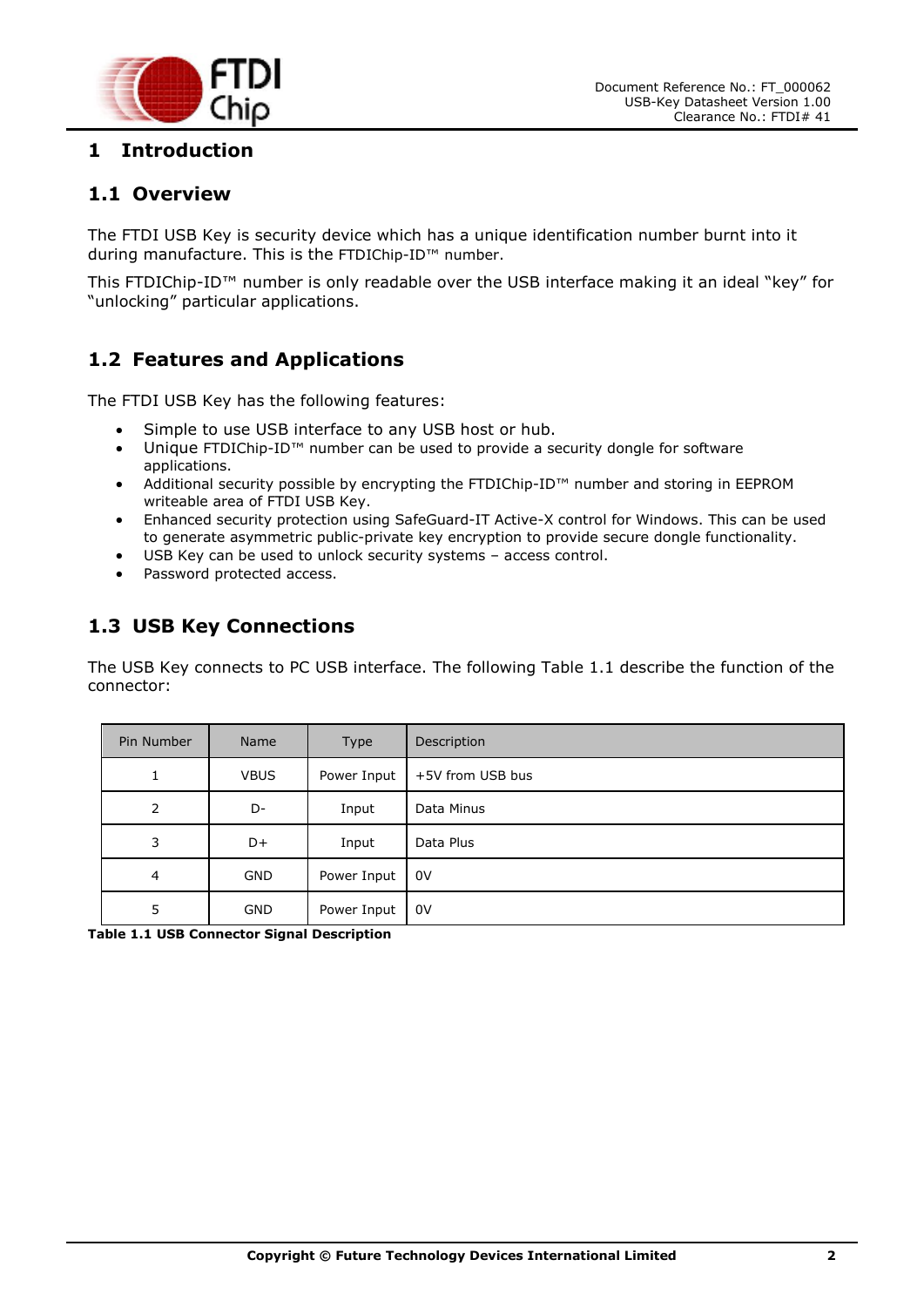# 1 Introduction

## 1.1 Overview

The FTDI USB Key is security device which has a unique identification number burnt into it during manufacture. This is the FTDIChip-ID™ number.

This FTDIChip-ID™ number is only readable over the USB interface making it an ideal “key” for “unlocking” particular applications.

## 1.2 Features and Applications

The FTDI USB Key has the following features:

- Simple to use USB interface to any USB host or hub.
- Unique FTDIChip-ID™ number can be used to provide a security dongle for software applications.
- Additional security possible by encrypting the FTDIChip-ID™ number and storing in EEPROM writeable area of FTDI USB Key.
- Enhanced security protection using SafeGuard-IT Active-X control for Windows. This can be used to generate asymmetric public-private key encryption to provide secure dongle functionality.
- USB Key can be used to unlock security systems – access control.
- Password protected access.

## 1.3 USB Key Connections

The USB Key connects to PC USB interface. The following Table 1.1 describe the function of the connector:

| Pin Number | Name | Type | Description |
|---|---|---|---|
| 1 | VBUS | Power Input | +5V from USB bus |
| 2 | D- | Input | Data Minus |
| 3 | D+ | Input | Data Plus |
| 4 | GND | Power Input | 0V |
| 5 | GND | Power Input | 0V |

**Table 1.1 USB Connector Signal Description**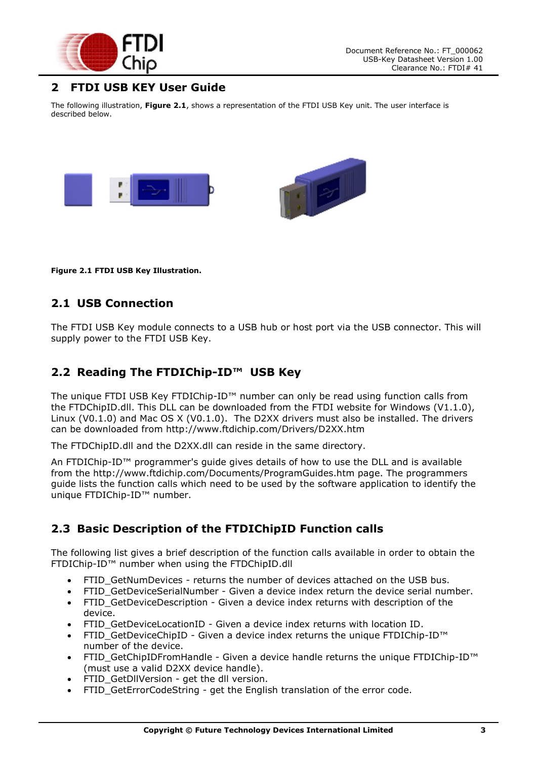## 2 FTDI USB KEY User Guide

The following illustration, **Figure 2.1**, shows a representation of the FTDI USB Key unit. The user interface is described below.

**Figure 2.1 FTDI USB Key Illustration.**

### 2.1 USB Connection

The FTDI USB Key module connects to a USB hub or host port via the USB connector. This will supply power to the FTDI USB Key.

### 2.2 Reading The FTDIChip-ID™ USB Key

The unique FTDI USB Key FTDIChip-ID™ number can only be read using function calls from the FTDChipID.dll. This DLL can be downloaded from the FTDI website for Windows (V1.1.0), Linux (V0.1.0) and Mac OS X (V0.1.0). The D2XX drivers must also be installed. The drivers can be downloaded from http://www.ftdichip.com/Drivers/D2XX.htm

The FTDChipID.dll and the D2XX.dll can reside in the same directory.

An FTDIChip-ID™ programmer's guide gives details of how to use the DLL and is available from the http://www.ftdichip.com/Documents/ProgramGuides.htm page. The programmers guide lists the function calls which need to be used by the software application to identify the unique FTDIChip-ID™ number.

### 2.3 Basic Description of the FTDIChipID Function calls

The following list gives a brief description of the function calls available in order to obtain the FTDIChip-ID™ number when using the FTDChipID.dll

- FTID_GetNumDevices - returns the number of devices attached on the USB bus.
- FTID_GetDeviceSerialNumber - Given a device index return the device serial number.
- FTID_GetDeviceDescription - Given a device index returns with description of the device.
- FTID_GetDeviceLocationID - Given a device index returns with location ID.
- FTID_GetDeviceChipID - Given a device index returns the unique FTDIChip-ID™ number of the device.
- FTID_GetChipIDFromHandle - Given a device handle returns the unique FTDIChip-ID™ (must use a valid D2XX device handle).
- FTID_GetDllVersion - get the dll version.
- FTID_GetErrorCodeString - get the English translation of the error code.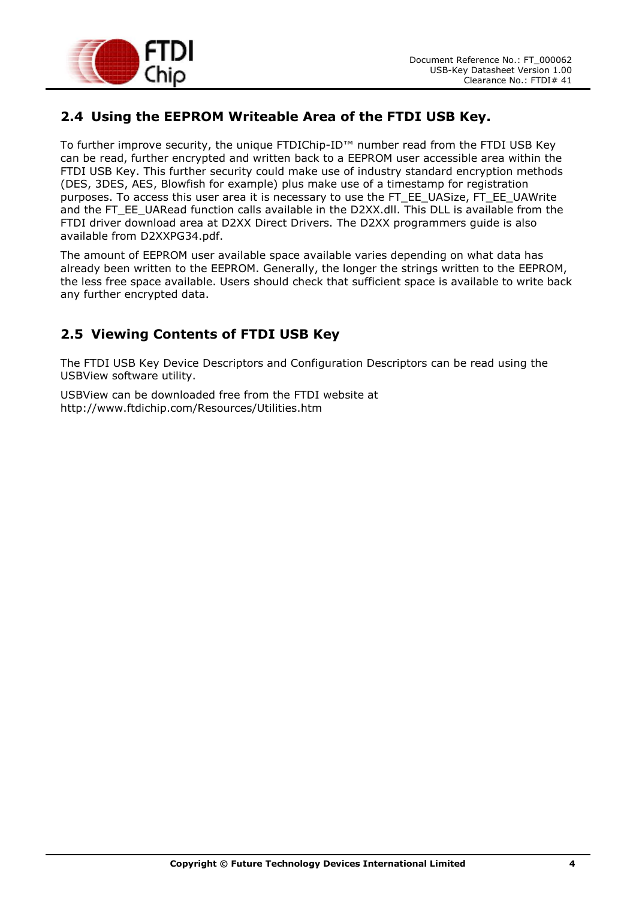## 2.4 Using the EEPROM Writeable Area of the FTDI USB Key.

To further improve security, the unique FTDIChip-ID™ number read from the FTDI USB Key can be read, further encrypted and written back to a EEPROM user accessible area within the FTDI USB Key. This further security could make use of industry standard encryption methods (DES, 3DES, AES, Blowfish for example) plus make use of a timestamp for registration purposes. To access this user area it is necessary to use the FT_EE_UASize, FT_EE_UAWrite and the FT_EE_UARead function calls available in the D2XX.dll. This DLL is available from the FTDI driver download area at D2XX Direct Drivers. The D2XX programmers guide is also available from D2XXPG34.pdf.

The amount of EEPROM user available space available varies depending on what data has already been written to the EEPROM. Generally, the longer the strings written to the EEPROM, the less free space available. Users should check that sufficient space is available to write back any further encrypted data.

## 2.5 Viewing Contents of FTDI USB Key

The FTDI USB Key Device Descriptors and Configuration Descriptors can be read using the USBView software utility.

USBView can be downloaded free from the FTDI website at http://www.ftdichip.com/Resources/Utilities.htm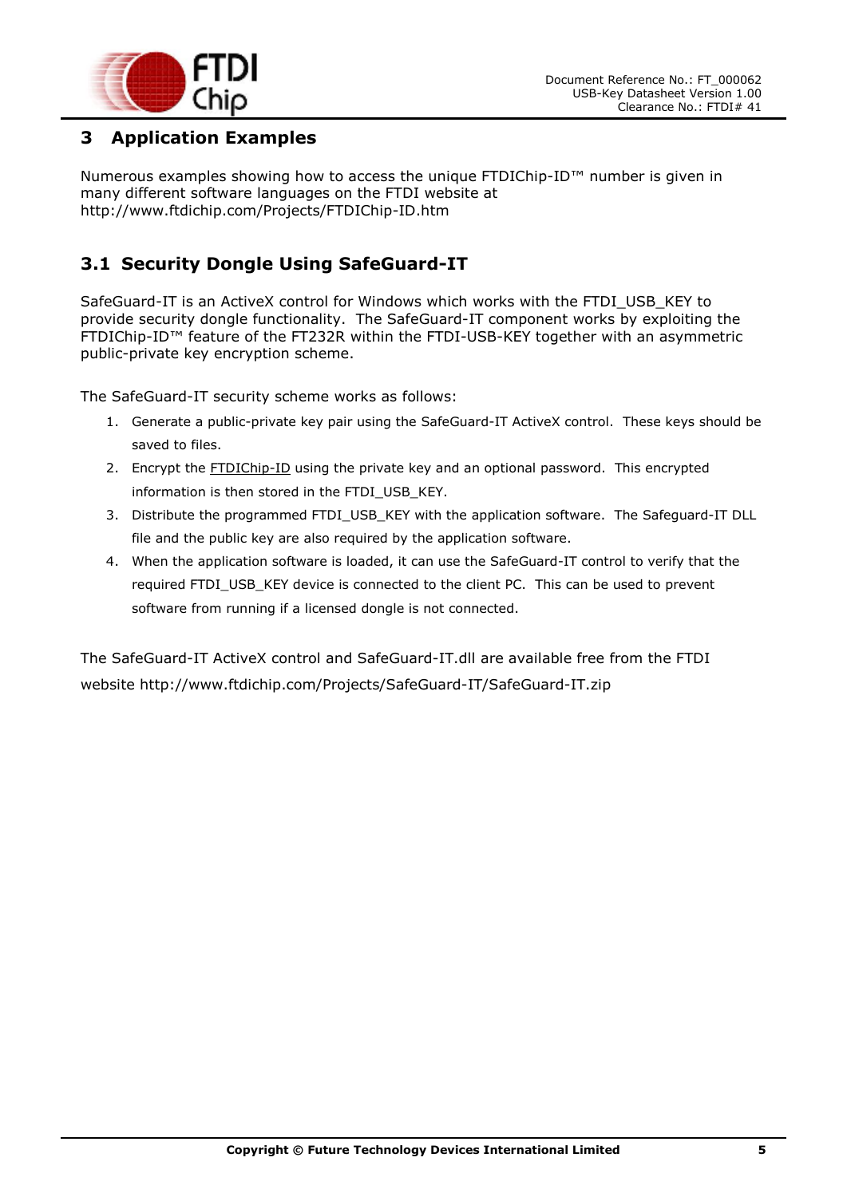# 3 Application Examples

Numerous examples showing how to access the unique FTDIChip-ID™ number is given in many different software languages on the FTDI website at http://www.ftdichip.com/Projects/FTDIChip-ID.htm

## 3.1 Security Dongle Using SafeGuard-IT

SafeGuard-IT is an ActiveX control for Windows which works with the FTDI_USB_KEY to provide security dongle functionality. The SafeGuard-IT component works by exploiting the FTDIChip-ID™ feature of the FT232R within the FTDI-USB-KEY together with an asymmetric public-private key encryption scheme.

The SafeGuard-IT security scheme works as follows:

1. Generate a public-private key pair using the SafeGuard-IT ActiveX control. These keys should be saved to files.
2. Encrypt the FTDIChip-ID using the private key and an optional password. This encrypted information is then stored in the FTDI_USB_KEY.
3. Distribute the programmed FTDI_USB_KEY with the application software. The Safeguard-IT DLL file and the public key are also required by the application software.
4. When the application software is loaded, it can use the SafeGuard-IT control to verify that the required FTDI_USB_KEY device is connected to the client PC. This can be used to prevent software from running if a licensed dongle is not connected.

The SafeGuard-IT ActiveX control and SafeGuard-IT.dll are available free from the FTDI website http://www.ftdichip.com/Projects/SafeGuard-IT/SafeGuard-IT.zip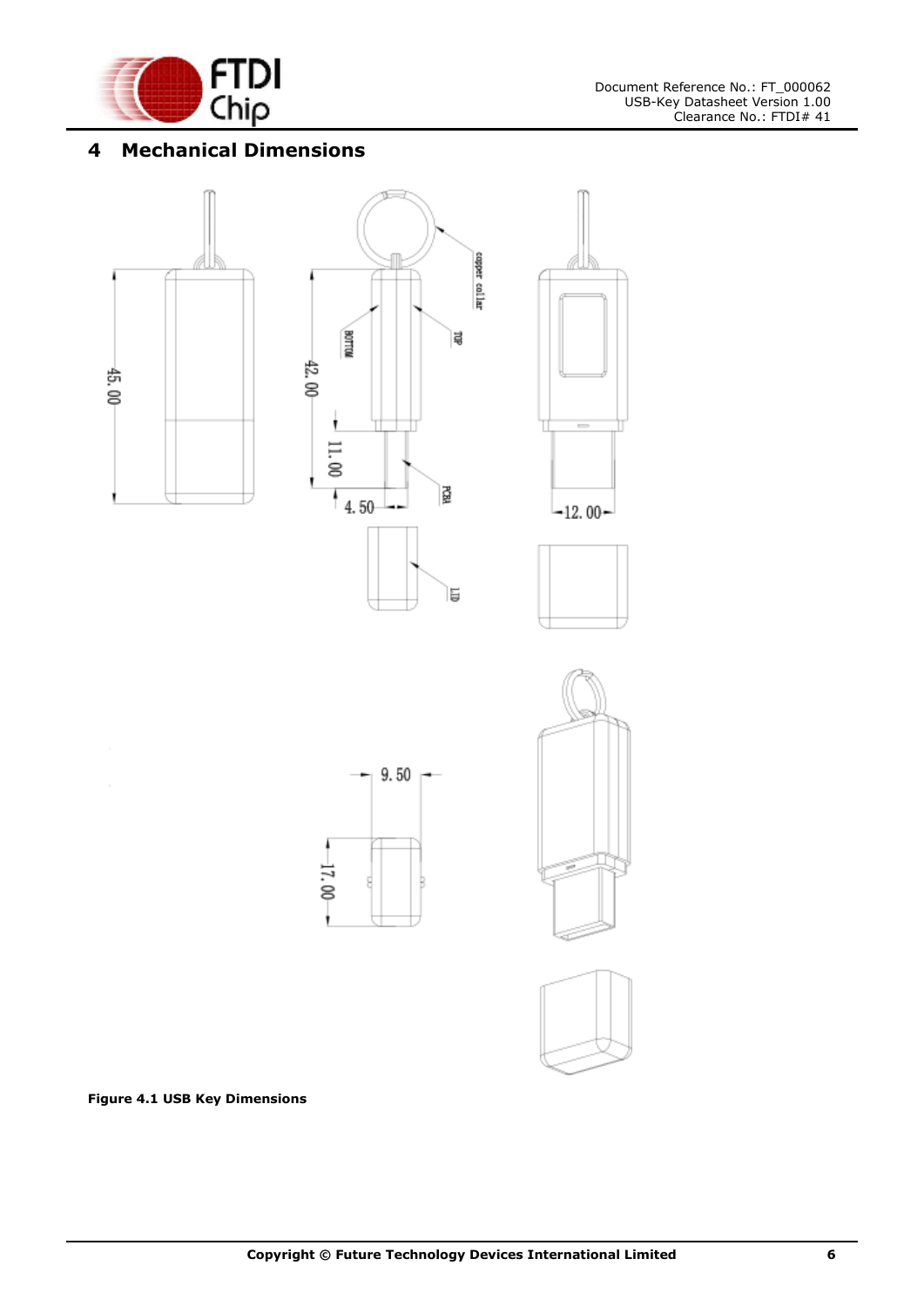# 4 Mechanical Dimensions

**Figure 4.1 USB Key Dimensions**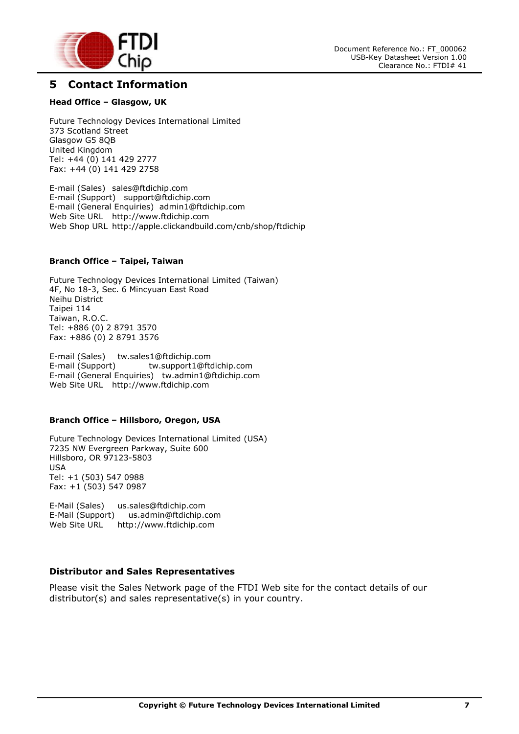# 5 Contact Information

**Head Office – Glasgow, UK**

Future Technology Devices International Limited
373 Scotland Street
Glasgow G5 8QB
United Kingdom
Tel: +44 (0) 141 429 2777
Fax: +44 (0) 141 429 2758

E-mail (Sales) sales@ftdichip.com
E-mail (Support) support@ftdichip.com
E-mail (General Enquiries) admin1@ftdichip.com
Web Site URL http://www.ftdichip.com
Web Shop URL http://apple.clickandbuild.com/cnb/shop/ftdichip

**Branch Office – Taipei, Taiwan**

Future Technology Devices International Limited (Taiwan)
4F, No 18-3, Sec. 6 Mincyuan East Road
Neihu District
Taipei 114
Taiwan, R.O.C.
Tel: +886 (0) 2 8791 3570
Fax: +886 (0) 2 8791 3576

E-mail (Sales) tw.sales1@ftdichip.com
E-mail (Support) tw.support1@ftdichip.com
E-mail (General Enquiries) tw.admin1@ftdichip.com
Web Site URL http://www.ftdichip.com

**Branch Office – Hillsboro, Oregon, USA**

Future Technology Devices International Limited (USA)
7235 NW Evergreen Parkway, Suite 600
Hillsboro, OR 97123-5803
USA
Tel: +1 (503) 547 0988
Fax: +1 (503) 547 0987

E-Mail (Sales) us.sales@ftdichip.com
E-Mail (Support) us.admin@ftdichip.com
Web Site URL http://www.ftdichip.com

**Distributor and Sales Representatives**

Please visit the Sales Network page of the FTDI Web site for the contact details of our distributor(s) and sales representative(s) in your country.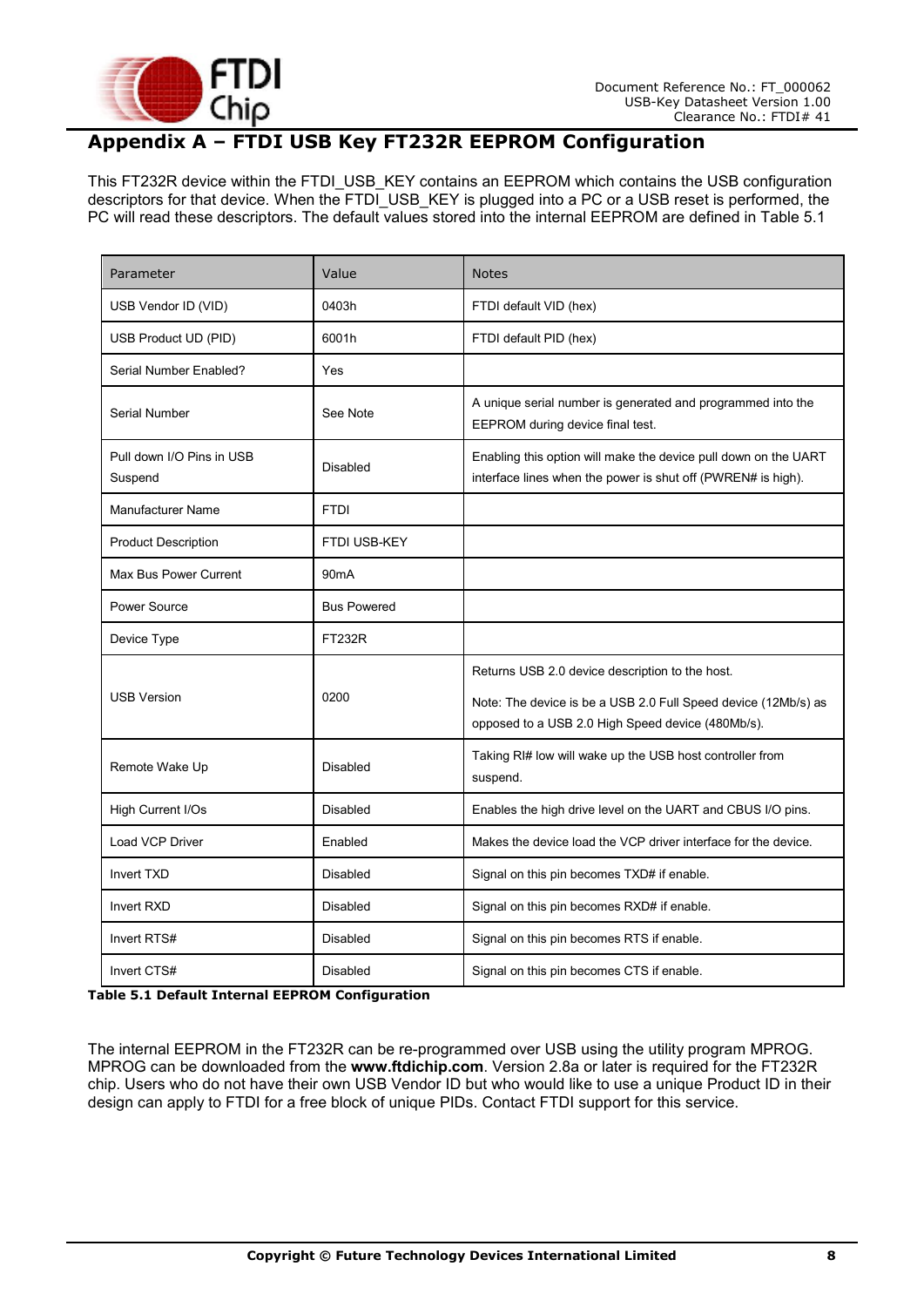# Appendix A – FTDI USB Key FT232R EEPROM Configuration

This FT232R device within the FTDI_USB_KEY contains an EEPROM which contains the USB configuration descriptors for that device. When the FTDI_USB_KEY is plugged into a PC or a USB reset is performed, the PC will read these descriptors. The default values stored into the internal EEPROM are defined in Table 5.1

| Parameter | Value | Notes |
|---|---|---|
| USB Vendor ID (VID) | 0403h | FTDI default VID (hex) |
| USB Product UD (PID) | 6001h | FTDI default PID (hex) |
| Serial Number Enabled? | Yes | |
| Serial Number | See Note | A unique serial number is generated and programmed into the EEPROM during device final test. |
| Pull down I/O Pins in USB Suspend | Disabled | Enabling this option will make the device pull down on the UART interface lines when the power is shut off (PWREN# is high). |
| Manufacturer Name | FTDI | |
| Product Description | FTDI USB-KEY | |
| Max Bus Power Current | 90mA | |
| Power Source | Bus Powered | |
| Device Type | FT232R | |
| USB Version | 0200 | Returns USB 2.0 device description to the host. Note: The device is be a USB 2.0 Full Speed device (12Mb/s) as opposed to a USB 2.0 High Speed device (480Mb/s). |
| Remote Wake Up | Disabled | Taking RI# low will wake up the USB host controller from suspend. |
| High Current I/Os | Disabled | Enables the high drive level on the UART and CBUS I/O pins. |
| Load VCP Driver | Enabled | Makes the device load the VCP driver interface for the device. |
| Invert TXD | Disabled | Signal on this pin becomes TXD# if enable. |
| Invert RXD | Disabled | Signal on this pin becomes RXD# if enable. |
| Invert RTS# | Disabled | Signal on this pin becomes RTS if enable. |
| Invert CTS# | Disabled | Signal on this pin becomes CTS if enable. |

**Table 5.1 Default Internal EEPROM Configuration**

The internal EEPROM in the FT232R can be re-programmed over USB using the utility program MPROG. MPROG can be downloaded from the **www.ftdichip.com**. Version 2.8a or later is required for the FT232R chip. Users who do not have their own USB Vendor ID but who would like to use a unique Product ID in their design can apply to FTDI for a free block of unique PIDs. Contact FTDI support for this service.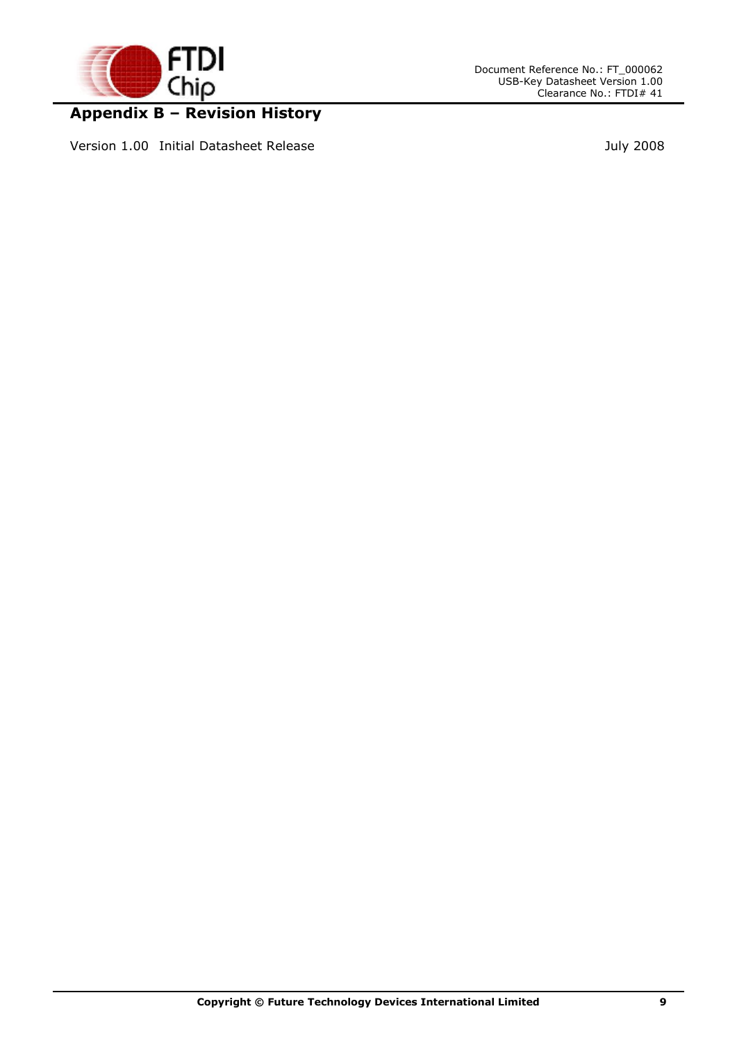# Appendix B – Revision History

| | | |
|---|---|---|
| Version 1.00 | Initial Datasheet Release | July 2008 |